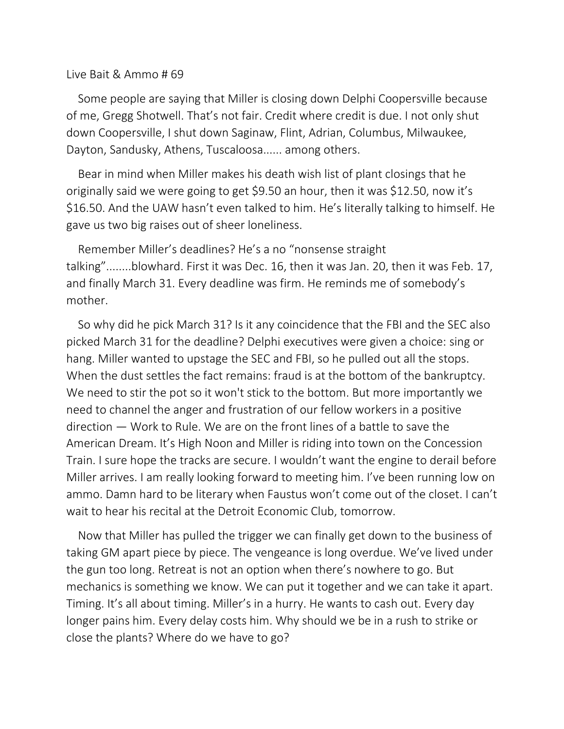Live Bait & Ammo # 69

Some people are saying that Miller is closing down Delphi Coopersville because of me, Gregg Shotwell. That's not fair. Credit where credit is due. I not only shut down Coopersville, I shut down Saginaw, Flint, Adrian, Columbus, Milwaukee, Dayton, Sandusky, Athens, Tuscaloosa...... among others.

Bear in mind when Miller makes his death wish list of plant closings that he originally said we were going to get $9.50 an hour, then it was $12.50, now it's $16.50. And the UAW hasn't even talked to him. He's literally talking to himself. He gave us two big raises out of sheer loneliness.

Remember Miller's deadlines? He's a no "nonsense straight talking"........blowhard. First it was Dec. 16, then it was Jan. 20, then it was Feb. 17, and finally March 31. Every deadline was firm. He reminds me of somebody's mother.

So why did he pick March 31? Is it any coincidence that the FBI and the SEC also picked March 31 for the deadline? Delphi executives were given a choice: sing or hang. Miller wanted to upstage the SEC and FBI, so he pulled out all the stops. When the dust settles the fact remains: fraud is at the bottom of the bankruptcy. We need to stir the pot so it won't stick to the bottom. But more importantly we need to channel the anger and frustration of our fellow workers in a positive direction — Work to Rule. We are on the front lines of a battle to save the American Dream. It's High Noon and Miller is riding into town on the Concession Train. I sure hope the tracks are secure. I wouldn't want the engine to derail before Miller arrives. I am really looking forward to meeting him. I've been running low on ammo. Damn hard to be literary when Faustus won't come out of the closet. I can't wait to hear his recital at the Detroit Economic Club, tomorrow.

Now that Miller has pulled the trigger we can finally get down to the business of taking GM apart piece by piece. The vengeance is long overdue. We've lived under the gun too long. Retreat is not an option when there's nowhere to go. But mechanics is something we know. We can put it together and we can take it apart. Timing. It's all about timing. Miller's in a hurry. He wants to cash out. Every day longer pains him. Every delay costs him. Why should we be in a rush to strike or close the plants? Where do we have to go?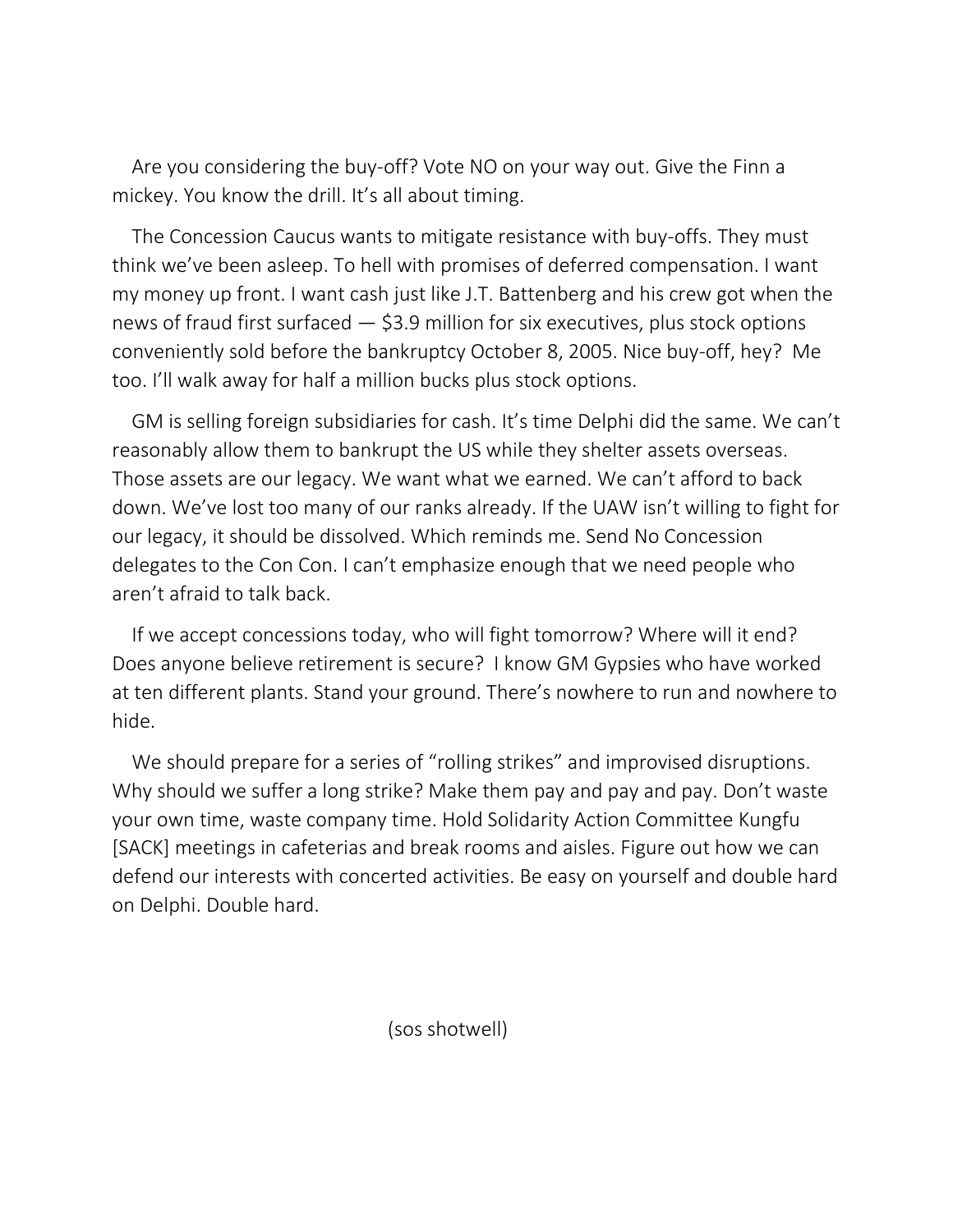Are you considering the buy-off? Vote NO on your way out. Give the Finn a mickey. You know the drill. It's all about timing.

The Concession Caucus wants to mitigate resistance with buy-offs. They must think we've been asleep. To hell with promises of deferred compensation. I want my money up front. I want cash just like J.T. Battenberg and his crew got when the news of fraud first surfaced — $3.9 million for six executives, plus stock options conveniently sold before the bankruptcy October 8, 2005. Nice buy-off, hey? Me too. I'll walk away for half a million bucks plus stock options.

GM is selling foreign subsidiaries for cash. It's time Delphi did the same. We can't reasonably allow them to bankrupt the US while they shelter assets overseas. Those assets are our legacy. We want what we earned. We can't afford to back down. We've lost too many of our ranks already. If the UAW isn't willing to fight for our legacy, it should be dissolved. Which reminds me. Send No Concession delegates to the Con Con. I can't emphasize enough that we need people who aren't afraid to talk back.

If we accept concessions today, who will fight tomorrow? Where will it end? Does anyone believe retirement is secure? I know GM Gypsies who have worked at ten different plants. Stand your ground. There's nowhere to run and nowhere to hide.

We should prepare for a series of "rolling strikes" and improvised disruptions. Why should we suffer a long strike? Make them pay and pay and pay. Don't waste your own time, waste company time. Hold Solidarity Action Committee Kungfu [SACK] meetings in cafeterias and break rooms and aisles. Figure out how we can defend our interests with concerted activities. Be easy on yourself and double hard on Delphi. Double hard.

(sos shotwell)